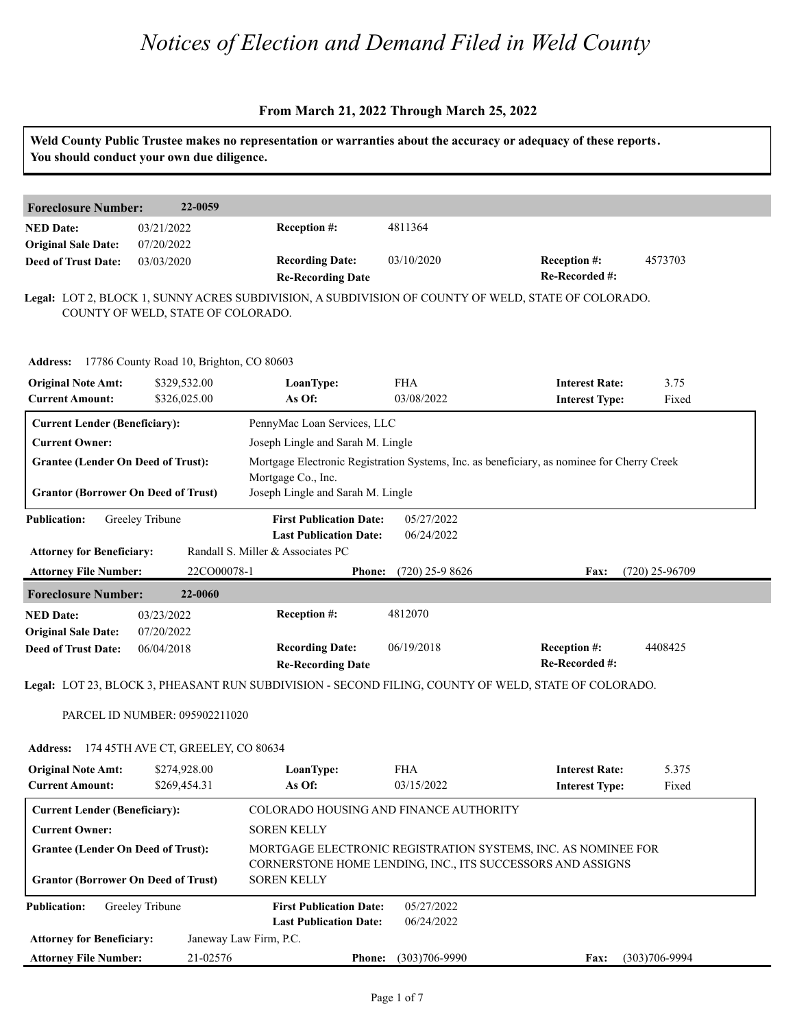# Notices of Election and Demand Filed in Weld County

### From March 21, 2022 Through March 25, 2022

**Weld County Public Trustee makes no representation or warranties about the accuracy or adequacy of these reports. You should conduct your own due diligence.**

---

**Foreclosure Number:** 22-0059

| | | | | | |
|---|---|---|---|---|---|
| **NED Date:** | 03/21/2022 | **Reception #:** | 4811364 | | |
| **Original Sale Date:** | 07/20/2022 | | | | |
| **Deed of Trust Date:** | 03/03/2020 | **Recording Date:** | 03/10/2020 | **Reception #:** | 4573703 |
| | | **Re-Recording Date** | | **Re-Recorded #:** | |

**Legal:** LOT 2, BLOCK 1, SUNNY ACRES SUBDIVISION, A SUBDIVISION OF COUNTY OF WELD, STATE OF COLORADO. COUNTY OF WELD, STATE OF COLORADO.

**Address:** 17786 County Road 10, Brighton, CO 80603

| | | | | | |
|---|---|---|---|---|---|
| **Original Note Amt:** | $329,532.00 | **LoanType:** | FHA | **Interest Rate:** | 3.75 |
| **Current Amount:** | $326,025.00 | **As Of:** | 03/08/2022 | **Interest Type:** | Fixed |

| | |
|---|---|
| **Current Lender (Beneficiary):** | PennyMac Loan Services, LLC |
| **Current Owner:** | Joseph Lingle and Sarah M. Lingle |
| **Grantee (Lender On Deed of Trust):** | Mortgage Electronic Registration Systems, Inc. as beneficiary, as nominee for Cherry Creek Mortgage Co., Inc. |
| **Grantor (Borrower On Deed of Trust)** | Joseph Lingle and Sarah M. Lingle |

| | | | |
|---|---|---|---|
| **Publication:** | Greeley Tribune | **First Publication Date:** | 05/27/2022 |
| | | **Last Publication Date:** | 06/24/2022 |

**Attorney for Beneficiary:** Randall S. Miller & Associates PC

**Attorney File Number:** 22CO00078-1 **Phone:** (720) 25-9 8626 **Fax:** (720) 25-96709

---

**Foreclosure Number:** 22-0060

| | | | | | |
|---|---|---|---|---|---|
| **NED Date:** | 03/23/2022 | **Reception #:** | 4812070 | | |
| **Original Sale Date:** | 07/20/2022 | | | | |
| **Deed of Trust Date:** | 06/04/2018 | **Recording Date:** | 06/19/2018 | **Reception #:** | 4408425 |
| | | **Re-Recording Date** | | **Re-Recorded #:** | |

**Legal:** LOT 23, BLOCK 3, PHEASANT RUN SUBDIVISION - SECOND FILING, COUNTY OF WELD, STATE OF COLORADO.

PARCEL ID NUMBER: 095902211020

**Address:** 174 45TH AVE CT, GREELEY, CO 80634

| | | | | | |
|---|---|---|---|---|---|
| **Original Note Amt:** | $274,928.00 | **LoanType:** | FHA | **Interest Rate:** | 5.375 |
| **Current Amount:** | $269,454.31 | **As Of:** | 03/15/2022 | **Interest Type:** | Fixed |

| | |
|---|---|
| **Current Lender (Beneficiary):** | COLORADO HOUSING AND FINANCE AUTHORITY |
| **Current Owner:** | SOREN KELLY |
| **Grantee (Lender On Deed of Trust):** | MORTGAGE ELECTRONIC REGISTRATION SYSTEMS, INC. AS NOMINEE FOR CORNERSTONE HOME LENDING, INC., ITS SUCCESSORS AND ASSIGNS |
| **Grantor (Borrower On Deed of Trust)** | SOREN KELLY |

| | | | |
|---|---|---|---|
| **Publication:** | Greeley Tribune | **First Publication Date:** | 05/27/2022 |
| | | **Last Publication Date:** | 06/24/2022 |

**Attorney for Beneficiary:** Janeway Law Firm, P.C.

**Attorney File Number:** 21-02576 **Phone:** (303)706-9990 **Fax:** (303)706-9994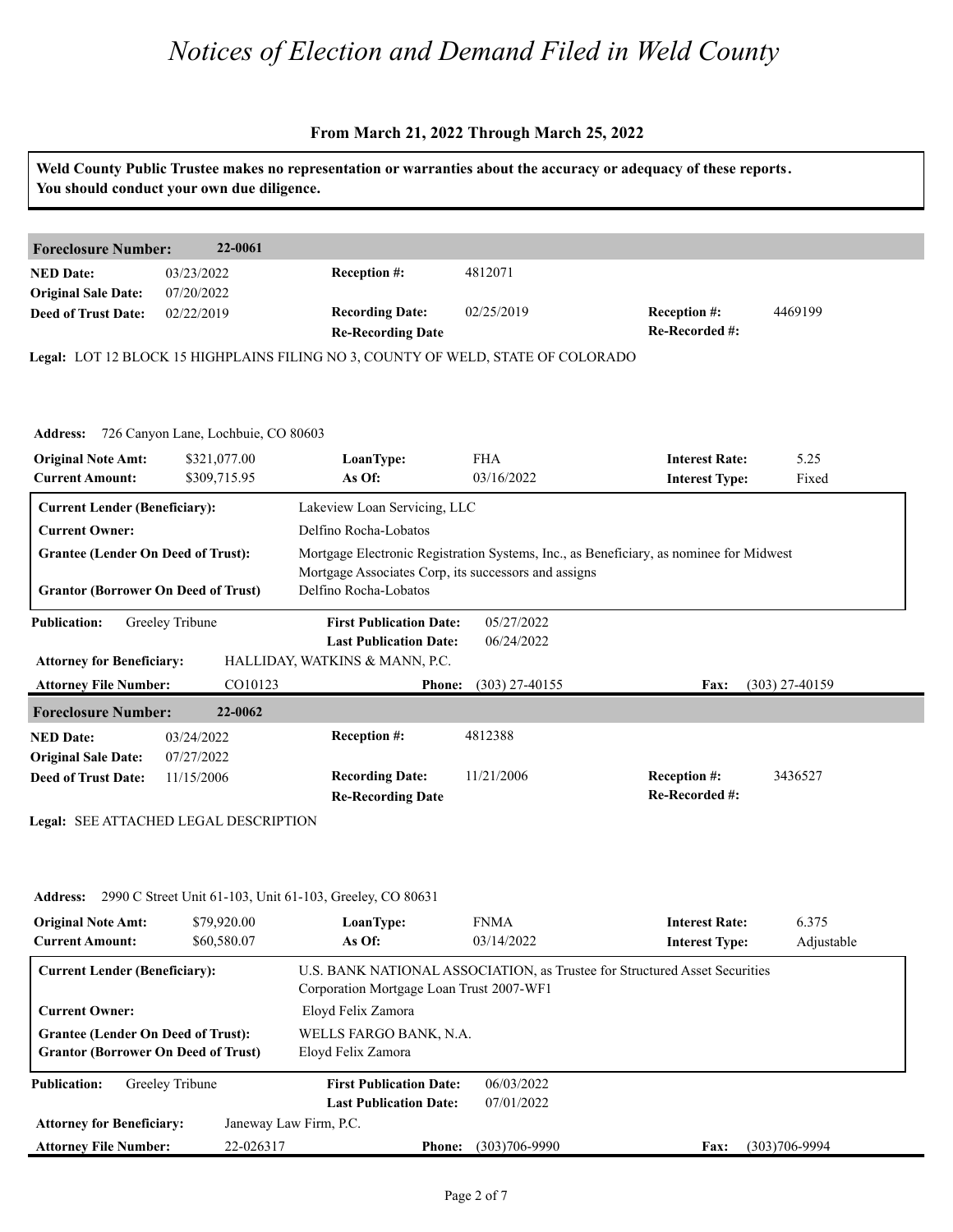# Notices of Election and Demand Filed in Weld County

### From March 21, 2022 Through March 25, 2022

**Weld County Public Trustee makes no representation or warranties about the accuracy or adequacy of these reports. You should conduct your own due diligence.**

## Foreclosure Number: 22-0061

| | | | | | |
|---|---|---|---|---|---|
| **NED Date:** | 03/23/2022 | **Reception #:** | 4812071 | | |
| **Original Sale Date:** | 07/20/2022 | | | | |
| **Deed of Trust Date:** | 02/22/2019 | **Recording Date:** | 02/25/2019 | **Reception #:** | 4469199 |
| | | **Re-Recording Date** | | **Re-Recorded #:** | |

**Legal:** LOT 12 BLOCK 15 HIGHPLAINS FILING NO 3, COUNTY OF WELD, STATE OF COLORADO

**Address:** 726 Canyon Lane, Lochbuie, CO 80603

| | | | | | |
|---|---|---|---|---|---|
| **Original Note Amt:** | $321,077.00 | **LoanType:** | FHA | **Interest Rate:** | 5.25 |
| **Current Amount:** | $309,715.95 | **As Of:** | 03/16/2022 | **Interest Type:** | Fixed |

| | |
|---|---|
| **Current Lender (Beneficiary):** | Lakeview Loan Servicing, LLC |
| **Current Owner:** | Delfino Rocha-Lobatos |
| **Grantee (Lender On Deed of Trust):** | Mortgage Electronic Registration Systems, Inc., as Beneficiary, as nominee for Midwest Mortgage Associates Corp, its successors and assigns |
| **Grantor (Borrower On Deed of Trust)** | Delfino Rocha-Lobatos |

| | | | |
|---|---|---|---|
| **Publication:** | Greeley Tribune | **First Publication Date:** | 05/27/2022 |
| | | **Last Publication Date:** | 06/24/2022 |

**Attorney for Beneficiary:** HALLIDAY, WATKINS & MANN, P.C.

**Attorney File Number:** CO10123 **Phone:** (303) 27-40155 **Fax:** (303) 27-40159

## Foreclosure Number: 22-0062

| | | | | | |
|---|---|---|---|---|---|
| **NED Date:** | 03/24/2022 | **Reception #:** | 4812388 | | |
| **Original Sale Date:** | 07/27/2022 | | | | |
| **Deed of Trust Date:** | 11/15/2006 | **Recording Date:** | 11/21/2006 | **Reception #:** | 3436527 |
| | | **Re-Recording Date** | | **Re-Recorded #:** | |

**Legal:** SEE ATTACHED LEGAL DESCRIPTION

**Address:** 2990 C Street Unit 61-103, Unit 61-103, Greeley, CO 80631

| | | | | | |
|---|---|---|---|---|---|
| **Original Note Amt:** | $79,920.00 | **LoanType:** | FNMA | **Interest Rate:** | 6.375 |
| **Current Amount:** | $60,580.07 | **As Of:** | 03/14/2022 | **Interest Type:** | Adjustable |

| | |
|---|---|
| **Current Lender (Beneficiary):** | U.S. BANK NATIONAL ASSOCIATION, as Trustee for Structured Asset Securities Corporation Mortgage Loan Trust 2007-WF1 |
| **Current Owner:** | Eloyd Felix Zamora |
| **Grantee (Lender On Deed of Trust):** | WELLS FARGO BANK, N.A. |
| **Grantor (Borrower On Deed of Trust)** | Eloyd Felix Zamora |

| | | | |
|---|---|---|---|
| **Publication:** | Greeley Tribune | **First Publication Date:** | 06/03/2022 |
| | | **Last Publication Date:** | 07/01/2022 |

**Attorney for Beneficiary:** Janeway Law Firm, P.C.

**Attorney File Number:** 22-026317 **Phone:** (303)706-9990 **Fax:** (303)706-9994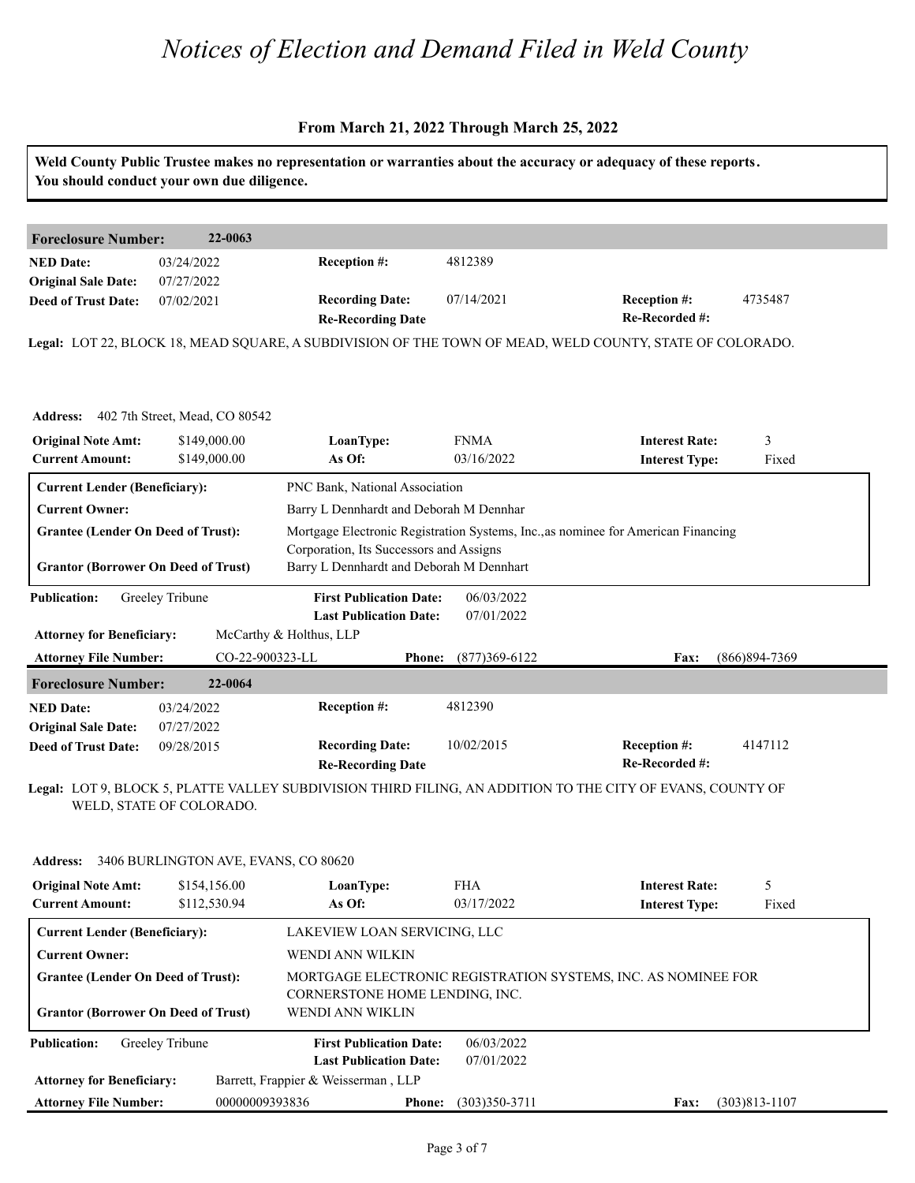# *Notices of Election and Demand Filed in Weld County*

**From March 21, 2022 Through March 25, 2022**

**Weld County Public Trustee makes no representation or warranties about the accuracy or adequacy of these reports. You should conduct your own due diligence.**

## Foreclosure Number: 22-0063

| | | | | | |
|---|---|---|---|---|---|
| **NED Date:** | 03/24/2022 | **Reception #:** | 4812389 | | |
| **Original Sale Date:** | 07/27/2022 | | | | |
| **Deed of Trust Date:** | 07/02/2021 | **Recording Date:** | 07/14/2021 | **Reception #:** | 4735487 |
| | | **Re-Recording Date** | | **Re-Recorded #:** | |

**Legal:** LOT 22, BLOCK 18, MEAD SQUARE, A SUBDIVISION OF THE TOWN OF MEAD, WELD COUNTY, STATE OF COLORADO.

**Address:** 402 7th Street, Mead, CO 80542

| | | | | | |
|---|---|---|---|---|---|
| **Original Note Amt:** | $149,000.00 | **LoanType:** | FNMA | **Interest Rate:** | 3 |
| **Current Amount:** | $149,000.00 | **As Of:** | 03/16/2022 | **Interest Type:** | Fixed |

| | |
|---|---|
| **Current Lender (Beneficiary):** | PNC Bank, National Association |
| **Current Owner:** | Barry L Dennhardt and Deborah M Dennhar |
| **Grantee (Lender On Deed of Trust):** | Mortgage Electronic Registration Systems, Inc.,as nominee for American Financing Corporation, Its Successors and Assigns |
| **Grantor (Borrower On Deed of Trust)** | Barry L Dennhardt and Deborah M Dennhart |

| | | | |
|---|---|---|---|
| **Publication:** | Greeley Tribune | **First Publication Date:** | 06/03/2022 |
| | | **Last Publication Date:** | 07/01/2022 |

**Attorney for Beneficiary:** McCarthy & Holthus, LLP

**Attorney File Number:** CO-22-900323-LL **Phone:** (877)369-6122 **Fax:** (866)894-7369

## Foreclosure Number: 22-0064

| | | | | | |
|---|---|---|---|---|---|
| **NED Date:** | 03/24/2022 | **Reception #:** | 4812390 | | |
| **Original Sale Date:** | 07/27/2022 | | | | |
| **Deed of Trust Date:** | 09/28/2015 | **Recording Date:** | 10/02/2015 | **Reception #:** | 4147112 |
| | | **Re-Recording Date** | | **Re-Recorded #:** | |

**Legal:** LOT 9, BLOCK 5, PLATTE VALLEY SUBDIVISION THIRD FILING, AN ADDITION TO THE CITY OF EVANS, COUNTY OF WELD, STATE OF COLORADO.

**Address:** 3406 BURLINGTON AVE, EVANS, CO 80620

| | | | | | |
|---|---|---|---|---|---|
| **Original Note Amt:** | $154,156.00 | **LoanType:** | FHA | **Interest Rate:** | 5 |
| **Current Amount:** | $112,530.94 | **As Of:** | 03/17/2022 | **Interest Type:** | Fixed |

| | |
|---|---|
| **Current Lender (Beneficiary):** | LAKEVIEW LOAN SERVICING, LLC |
| **Current Owner:** | WENDI ANN WILKIN |
| **Grantee (Lender On Deed of Trust):** | MORTGAGE ELECTRONIC REGISTRATION SYSTEMS, INC. AS NOMINEE FOR CORNERSTONE HOME LENDING, INC. |
| **Grantor (Borrower On Deed of Trust)** | WENDI ANN WIKLIN |

| | | | |
|---|---|---|---|
| **Publication:** | Greeley Tribune | **First Publication Date:** | 06/03/2022 |
| | | **Last Publication Date:** | 07/01/2022 |

**Attorney for Beneficiary:** Barrett, Frappier & Weisserman , LLP

**Attorney File Number:** 00000009393836 **Phone:** (303)350-3711 **Fax:** (303)813-1107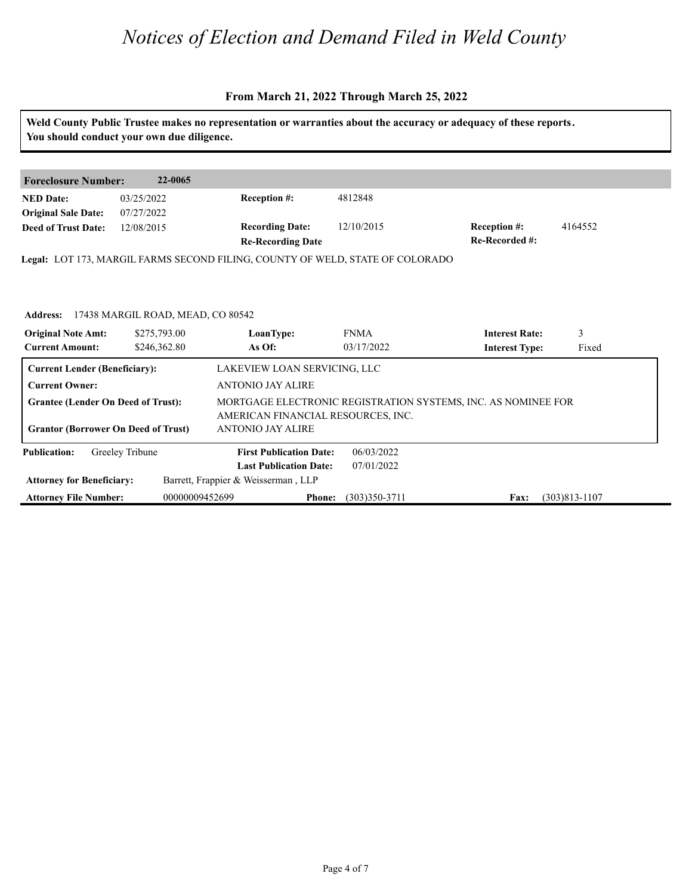# *Notices of Election and Demand Filed in Weld County*

**From March 21, 2022 Through March 25, 2022**

**Weld County Public Trustee makes no representation or warranties about the accuracy or adequacy of these reports. You should conduct your own due diligence.**

| **Foreclosure Number:** | **22-0065** | | | | |
|---|---|---|---|---|---|
| **NED Date:** | 03/25/2022 | **Reception #:** | 4812848 | | |
| **Original Sale Date:** | 07/27/2022 | | | | |
| **Deed of Trust Date:** | 12/08/2015 | **Recording Date:** | 12/10/2015 | **Reception #:** | 4164552 |
| | | **Re-Recording Date** | | **Re-Recorded #:** | |

**Legal:** LOT 173, MARGIL FARMS SECOND FILING, COUNTY OF WELD, STATE OF COLORADO

**Address:** 17438 MARGIL ROAD, MEAD, CO 80542

| | | | | | |
|---|---|---|---|---|---|
| **Original Note Amt:** | $275,793.00 | **LoanType:** | FNMA | **Interest Rate:** | 3 |
| **Current Amount:** | $246,362.80 | **As Of:** | 03/17/2022 | **Interest Type:** | Fixed |

| | |
|---|---|
| **Current Lender (Beneficiary):** | LAKEVIEW LOAN SERVICING, LLC |
| **Current Owner:** | ANTONIO JAY ALIRE |
| **Grantee (Lender On Deed of Trust):** | MORTGAGE ELECTRONIC REGISTRATION SYSTEMS, INC. AS NOMINEE FOR AMERICAN FINANCIAL RESOURCES, INC. |
| **Grantor (Borrower On Deed of Trust)** | ANTONIO JAY ALIRE |

| | | | | | |
|---|---|---|---|---|---|
| **Publication:** | Greeley Tribune | **First Publication Date:** | 06/03/2022 | | |
| | | **Last Publication Date:** | 07/01/2022 | | |
| **Attorney for Beneficiary:** | Barrett, Frappier & Weisserman , LLP | | | | |
| **Attorney File Number:** | 00000009452699 | **Phone:** | (303)350-3711 | **Fax:** | (303)813-1107 |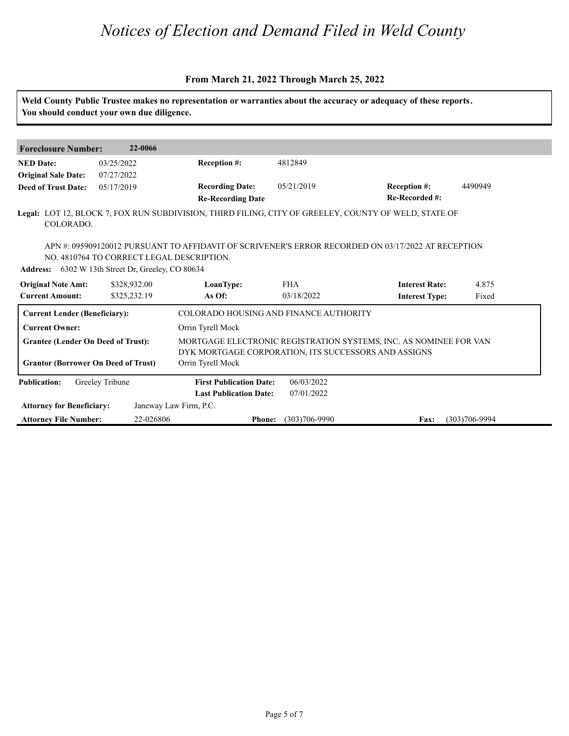# *Notices of Election and Demand Filed in Weld County*

**From March 21, 2022 Through March 25, 2022**

**Weld County Public Trustee makes no representation or warranties about the accuracy or adequacy of these reports. You should conduct your own due diligence.**

| **Foreclosure Number:** | **22-0066** | | | | |
|---|---|---|---|---|---|
| **NED Date:** | 03/25/2022 | **Reception #:** | 4812849 | | |
| **Original Sale Date:** | 07/27/2022 | | | | |
| **Deed of Trust Date:** | 05/17/2019 | **Recording Date:** | 05/21/2019 | **Reception #:** | 4490949 |
| | | **Re-Recording Date** | | **Re-Recorded #:** | |

**Legal:** LOT 12, BLOCK 7, FOX RUN SUBDIVISION, THIRD FILING, CITY OF GREELEY, COUNTY OF WELD, STATE OF COLORADO.

APN #: 095909120012 PURSUANT TO AFFIDAVIT OF SCRIVENER'S ERROR RECORDED ON 03/17/2022 AT RECEPTION NO. 4810764 TO CORRECT LEGAL DESCRIPTION.

**Address:** 6302 W 13th Street Dr, Greeley, CO 80634

| | | | | | |
|---|---|---|---|---|---|
| **Original Note Amt:** | $328,932.00 | **LoanType:** | FHA | **Interest Rate:** | 4.875 |
| **Current Amount:** | $325,232.19 | **As Of:** | 03/18/2022 | **Interest Type:** | Fixed |

| | |
|---|---|
| **Current Lender (Beneficiary):** | COLORADO HOUSING AND FINANCE AUTHORITY |
| **Current Owner:** | Orrin Tyrell Mock |
| **Grantee (Lender On Deed of Trust):** | MORTGAGE ELECTRONIC REGISTRATION SYSTEMS, INC. AS NOMINEE FOR VAN DYK MORTGAGE CORPORATION, ITS SUCCESSORS AND ASSIGNS |
| **Grantor (Borrower On Deed of Trust)** | Orrin Tyrell Mock |

| | | | | | |
|---|---|---|---|---|---|
| **Publication:** | Greeley Tribune | **First Publication Date:** | 06/03/2022 | | |
| | | **Last Publication Date:** | 07/01/2022 | | |
| **Attorney for Beneficiary:** | Janeway Law Firm, P.C. | | | | |
| **Attorney File Number:** | 22-026806 | **Phone:** | (303)706-9990 | **Fax:** | (303)706-9994 |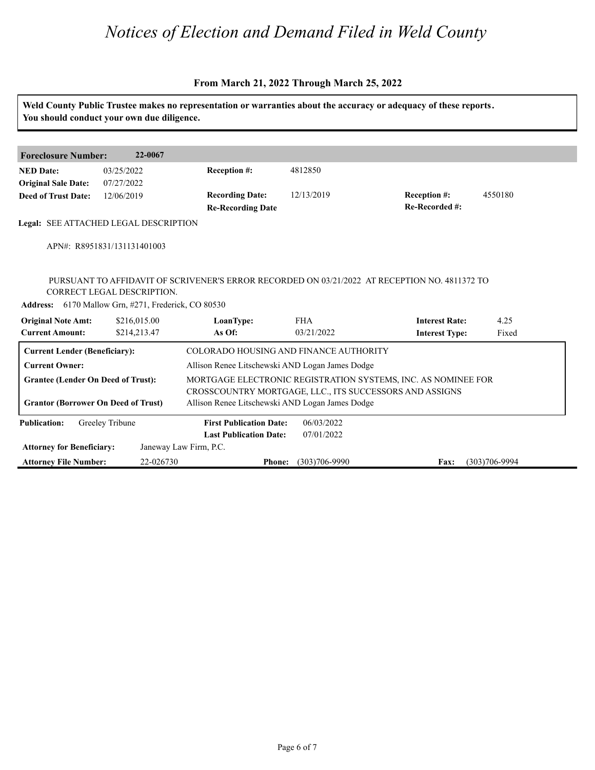# *Notices of Election and Demand Filed in Weld County*

**From March 21, 2022 Through March 25, 2022**

**Weld County Public Trustee makes no representation or warranties about the accuracy or adequacy of these reports. You should conduct your own due diligence.**

| **Foreclosure Number:** | **22-0067** | | | | |
|---|---|---|---|---|---|
| **NED Date:** | 03/25/2022 | **Reception #:** | 4812850 | | |
| **Original Sale Date:** | 07/27/2022 | | | | |
| **Deed of Trust Date:** | 12/06/2019 | **Recording Date:** | 12/13/2019 | **Reception #:** | 4550180 |
| | | **Re-Recording Date** | | **Re-Recorded #:** | |

**Legal:** SEE ATTACHED LEGAL DESCRIPTION

APN#: R8951831/131131401003

PURSUANT TO AFFIDAVIT OF SCRIVENER'S ERROR RECORDED ON 03/21/2022 AT RECEPTION NO. 4811372 TO CORRECT LEGAL DESCRIPTION.

**Address:** 6170 Mallow Grn, #271, Frederick, CO 80530

| **Original Note Amt:** | $216,015.00 | **LoanType:** | FHA | **Interest Rate:** | 4.25 |
|---|---|---|---|---|---|
| **Current Amount:** | $214,213.47 | **As Of:** | 03/21/2022 | **Interest Type:** | Fixed |

| | |
|---|---|
| **Current Lender (Beneficiary):** | COLORADO HOUSING AND FINANCE AUTHORITY |
| **Current Owner:** | Allison Renee Litschewski AND Logan James Dodge |
| **Grantee (Lender On Deed of Trust):** | MORTGAGE ELECTRONIC REGISTRATION SYSTEMS, INC. AS NOMINEE FOR CROSSCOUNTRY MORTGAGE, LLC., ITS SUCCESSORS AND ASSIGNS |
| **Grantor (Borrower On Deed of Trust)** | Allison Renee Litschewski AND Logan James Dodge |

| **Publication:** | Greeley Tribune | **First Publication Date:** | 06/03/2022 | | |
|---|---|---|---|---|---|
| | | **Last Publication Date:** | 07/01/2022 | | |
| **Attorney for Beneficiary:** | Janeway Law Firm, P.C. | | | | |
| **Attorney File Number:** | 22-026730 | **Phone:** | (303)706-9990 | **Fax:** | (303)706-9994 |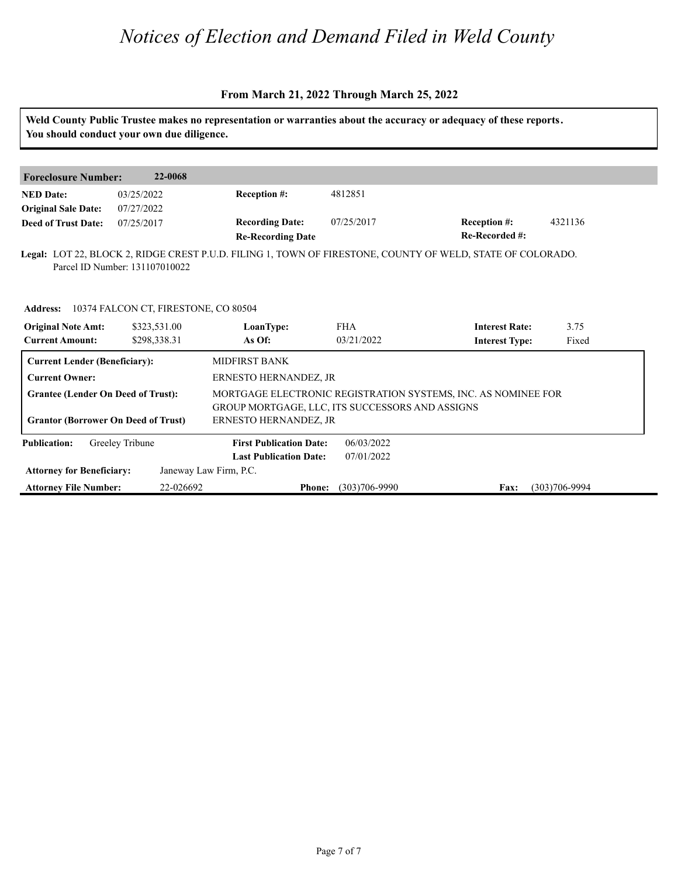# Notices of Election and Demand Filed in Weld County

**From March 21, 2022 Through March 25, 2022**

**Weld County Public Trustee makes no representation or warranties about the accuracy or adequacy of these reports. You should conduct your own due diligence.**

**Foreclosure Number:** 22-0068

| | | | | | |
|---|---|---|---|---|---|
| **NED Date:** | 03/25/2022 | **Reception #:** | 4812851 | | |
| **Original Sale Date:** | 07/27/2022 | | | | |
| **Deed of Trust Date:** | 07/25/2017 | **Recording Date:** | 07/25/2017 | **Reception #:** | 4321136 |
| | | **Re-Recording Date** | | **Re-Recorded #:** | |

**Legal:** LOT 22, BLOCK 2, RIDGE CREST P.U.D. FILING 1, TOWN OF FIRESTONE, COUNTY OF WELD, STATE OF COLORADO.
Parcel ID Number: 131107010022

**Address:** 10374 FALCON CT, FIRESTONE, CO 80504

| | | | | | |
|---|---|---|---|---|---|
| **Original Note Amt:** | $323,531.00 | **LoanType:** | FHA | **Interest Rate:** | 3.75 |
| **Current Amount:** | $298,338.31 | **As Of:** | 03/21/2022 | **Interest Type:** | Fixed |

| | |
|---|---|
| **Current Lender (Beneficiary):** | MIDFIRST BANK |
| **Current Owner:** | ERNESTO HERNANDEZ, JR |
| **Grantee (Lender On Deed of Trust):** | MORTGAGE ELECTRONIC REGISTRATION SYSTEMS, INC. AS NOMINEE FOR GROUP MORTGAGE, LLC, ITS SUCCESSORS AND ASSIGNS |
| **Grantor (Borrower On Deed of Trust)** | ERNESTO HERNANDEZ, JR |

| | | | | | |
|---|---|---|---|---|---|
| **Publication:** | Greeley Tribune | **First Publication Date:** | 06/03/2022 | | |
| | | **Last Publication Date:** | 07/01/2022 | | |
| **Attorney for Beneficiary:** | Janeway Law Firm, P.C. | | | | |
| **Attorney File Number:** | 22-026692 | **Phone:** | (303)706-9990 | **Fax:** | (303)706-9994 |